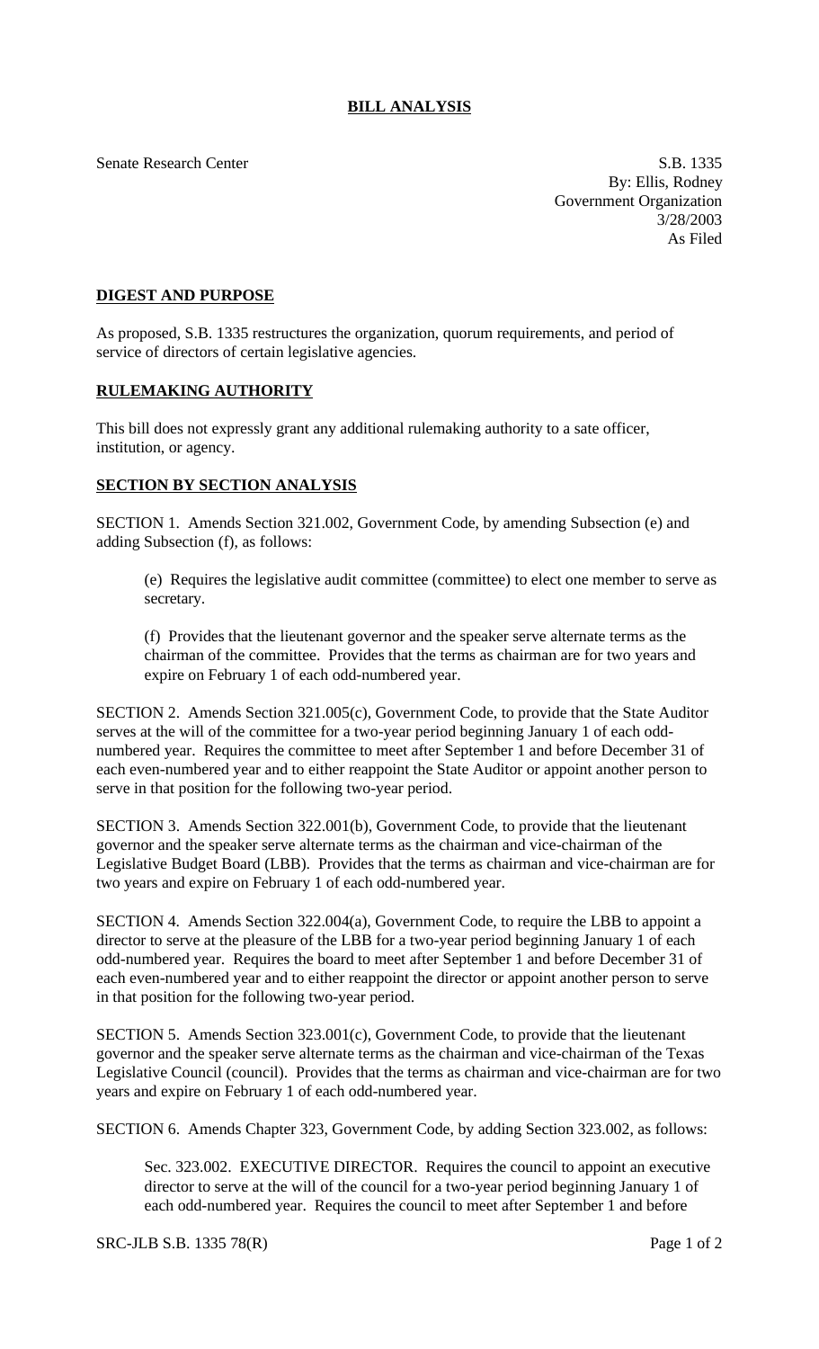# BILL ANALYSIS

Senate Research Center

S.B. 1335
By: Ellis, Rodney
Government Organization
3/28/2003
As Filed

## DIGEST AND PURPOSE

As proposed, S.B. 1335 restructures the organization, quorum requirements, and period of service of directors of certain legislative agencies.

## RULEMAKING AUTHORITY

This bill does not expressly grant any additional rulemaking authority to a sate officer, institution, or agency.

## SECTION BY SECTION ANALYSIS

SECTION 1. Amends Section 321.002, Government Code, by amending Subsection (e) and adding Subsection (f), as follows:

> (e) Requires the legislative audit committee (committee) to elect one member to serve as secretary.
>
> (f) Provides that the lieutenant governor and the speaker serve alternate terms as the chairman of the committee. Provides that the terms as chairman are for two years and expire on February 1 of each odd-numbered year.

SECTION 2. Amends Section 321.005(c), Government Code, to provide that the State Auditor serves at the will of the committee for a two-year period beginning January 1 of each odd-numbered year. Requires the committee to meet after September 1 and before December 31 of each even-numbered year and to either reappoint the State Auditor or appoint another person to serve in that position for the following two-year period.

SECTION 3. Amends Section 322.001(b), Government Code, to provide that the lieutenant governor and the speaker serve alternate terms as the chairman and vice-chairman of the Legislative Budget Board (LBB). Provides that the terms as chairman and vice-chairman are for two years and expire on February 1 of each odd-numbered year.

SECTION 4. Amends Section 322.004(a), Government Code, to require the LBB to appoint a director to serve at the pleasure of the LBB for a two-year period beginning January 1 of each odd-numbered year. Requires the board to meet after September 1 and before December 31 of each even-numbered year and to either reappoint the director or appoint another person to serve in that position for the following two-year period.

SECTION 5. Amends Section 323.001(c), Government Code, to provide that the lieutenant governor and the speaker serve alternate terms as the chairman and vice-chairman of the Texas Legislative Council (council). Provides that the terms as chairman and vice-chairman are for two years and expire on February 1 of each odd-numbered year.

SECTION 6. Amends Chapter 323, Government Code, by adding Section 323.002, as follows:

> Sec. 323.002. EXECUTIVE DIRECTOR. Requires the council to appoint an executive director to serve at the will of the council for a two-year period beginning January 1 of each odd-numbered year. Requires the council to meet after September 1 and before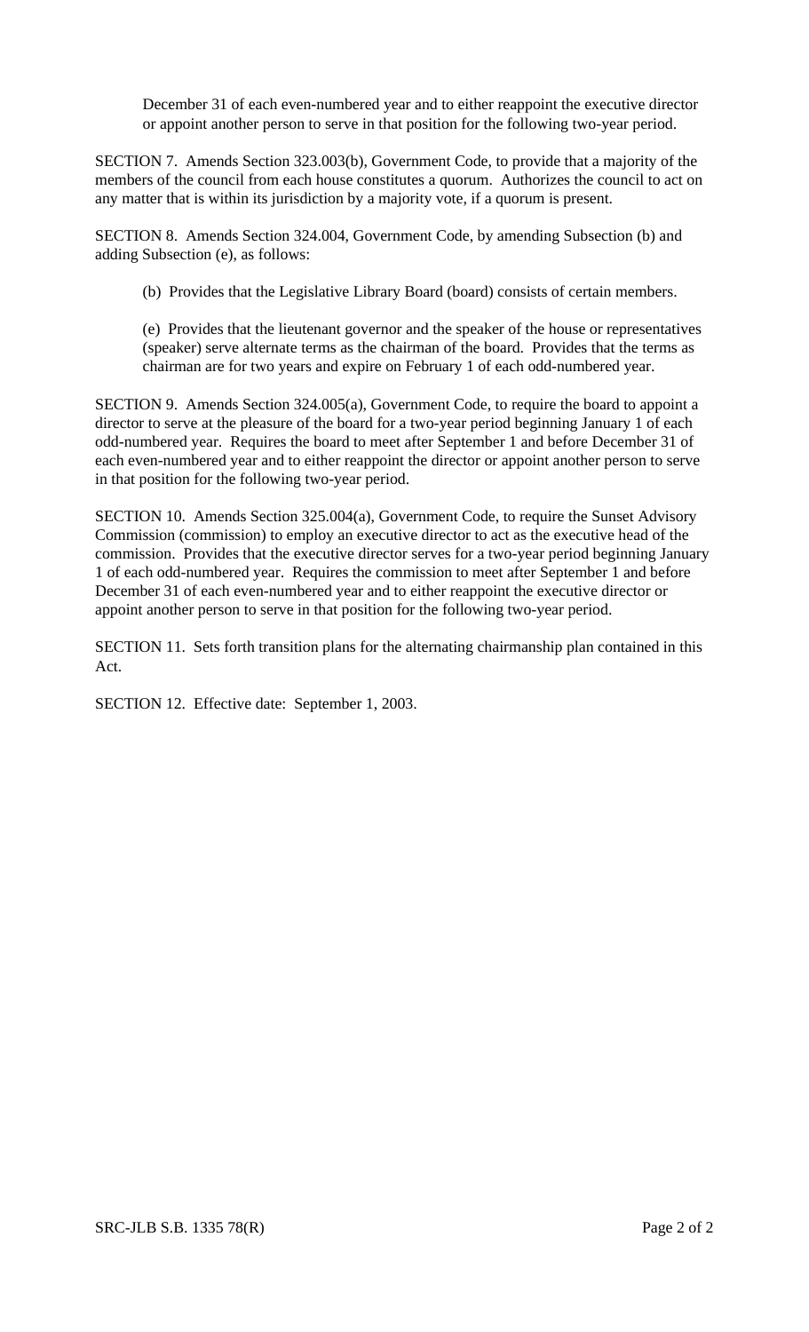December 31 of each even-numbered year and to either reappoint the executive director or appoint another person to serve in that position for the following two-year period.

SECTION 7. Amends Section 323.003(b), Government Code, to provide that a majority of the members of the council from each house constitutes a quorum. Authorizes the council to act on any matter that is within its jurisdiction by a majority vote, if a quorum is present.

SECTION 8. Amends Section 324.004, Government Code, by amending Subsection (b) and adding Subsection (e), as follows:

(b) Provides that the Legislative Library Board (board) consists of certain members.

(e) Provides that the lieutenant governor and the speaker of the house or representatives (speaker) serve alternate terms as the chairman of the board. Provides that the terms as chairman are for two years and expire on February 1 of each odd-numbered year.

SECTION 9. Amends Section 324.005(a), Government Code, to require the board to appoint a director to serve at the pleasure of the board for a two-year period beginning January 1 of each odd-numbered year. Requires the board to meet after September 1 and before December 31 of each even-numbered year and to either reappoint the director or appoint another person to serve in that position for the following two-year period.

SECTION 10. Amends Section 325.004(a), Government Code, to require the Sunset Advisory Commission (commission) to employ an executive director to act as the executive head of the commission. Provides that the executive director serves for a two-year period beginning January 1 of each odd-numbered year. Requires the commission to meet after September 1 and before December 31 of each even-numbered year and to either reappoint the executive director or appoint another person to serve in that position for the following two-year period.

SECTION 11. Sets forth transition plans for the alternating chairmanship plan contained in this Act.

SECTION 12. Effective date: September 1, 2003.